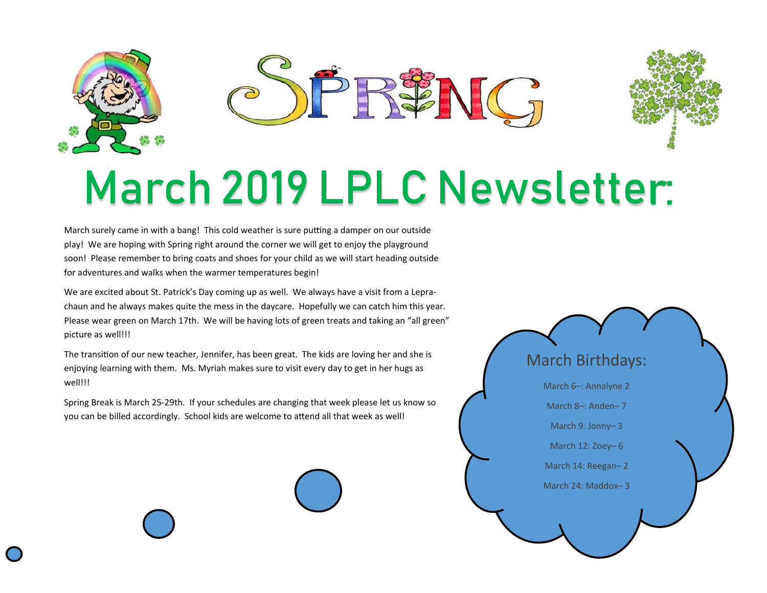SPRING

# March 2019 LPLC Newsletter:

March surely came in with a bang! This cold weather is sure putting a damper on our outside play! We are hoping with Spring right around the corner we will get to enjoy the playground soon! Please remember to bring coats and shoes for your child as we will start heading outside for adventures and walks when the warmer temperatures begin!

We are excited about St. Patrick's Day coming up as well. We always have a visit from a Leprachaun and he always makes quite the mess in the daycare. Hopefully we can catch him this year. Please wear green on March 17th. We will be having lots of green treats and taking an "all green" picture as well!!!

The transition of our new teacher, Jennifer, has been great. The kids are loving her and she is enjoying learning with them. Ms. Myriah makes sure to visit every day to get in her hugs as well!!!

Spring Break is March 25-29th. If your schedules are changing that week please let us know so you can be billed accordingly. School kids are welcome to attend all that week as well!

## March Birthdays:

March 6–: Annalyne 2

March 8–: Anden– 7

March 9: Jonny– 3

March 12: Zoey– 6

March 14: Reegan– 2

March 24: Maddox– 3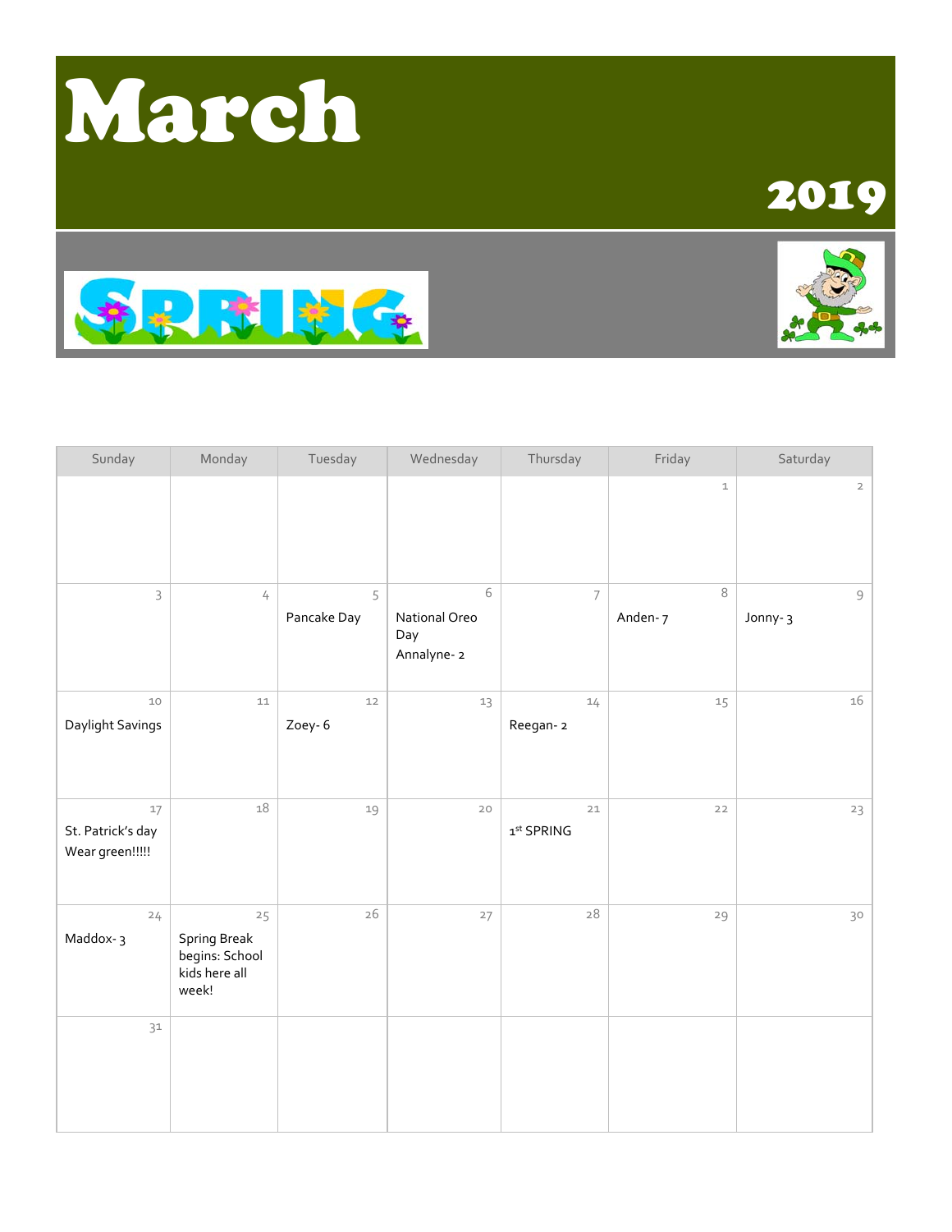# March

## 2019

| Sunday | Monday | Tuesday | Wednesday | Thursday | Friday | Saturday |
|---|---|---|---|---|---|---|
| | | | | | 1 | 2 |
| 3 | 4 | 5<br>Pancake Day | 6<br>National Oreo Day<br>Annalyne- 2 | 7 | 8<br>Anden- 7 | 9<br>Jonny- 3 |
| 10<br>Daylight Savings | 11 | 12<br>Zoey- 6 | 13 | 14<br>Reegan- 2 | 15 | 16 |
| 17<br>St. Patrick's day<br>Wear green!!!!! | 18 | 19 | 20 | 21<br>1st SPRING | 22 | 23 |
| 24<br>Maddox- 3 | 25<br>Spring Break begins: School kids here all week! | 26 | 27 | 28 | 29 | 30 |
| 31 | | | | | | |